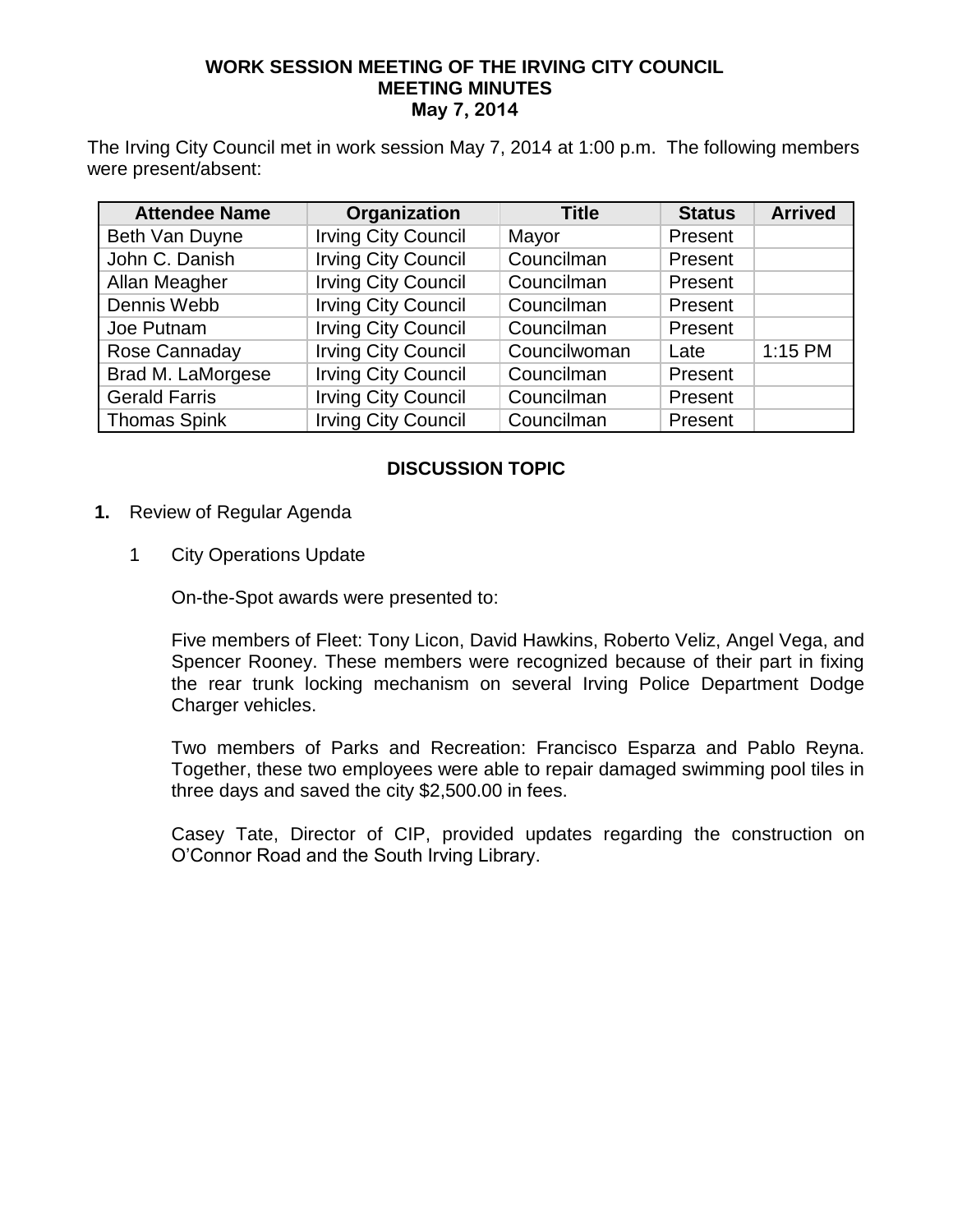**WORK SESSION MEETING OF THE IRVING CITY COUNCIL**
**MEETING MINUTES**
**May 7, 2014**

The Irving City Council met in work session May 7, 2014 at 1:00 p.m. The following members were present/absent:

| Attendee Name | Organization | Title | Status | Arrived |
|---|---|---|---|---|
| Beth Van Duyne | Irving City Council | Mayor | Present | |
| John C. Danish | Irving City Council | Councilman | Present | |
| Allan Meagher | Irving City Council | Councilman | Present | |
| Dennis Webb | Irving City Council | Councilman | Present | |
| Joe Putnam | Irving City Council | Councilman | Present | |
| Rose Cannaday | Irving City Council | Councilwoman | Late | 1:15 PM |
| Brad M. LaMorgese | Irving City Council | Councilman | Present | |
| Gerald Farris | Irving City Council | Councilman | Present | |
| Thomas Spink | Irving City Council | Councilman | Present | |

## DISCUSSION TOPIC

**1.** Review of Regular Agenda

1 City Operations Update

On-the-Spot awards were presented to:

Five members of Fleet: Tony Licon, David Hawkins, Roberto Veliz, Angel Vega, and Spencer Rooney. These members were recognized because of their part in fixing the rear trunk locking mechanism on several Irving Police Department Dodge Charger vehicles.

Two members of Parks and Recreation: Francisco Esparza and Pablo Reyna. Together, these two employees were able to repair damaged swimming pool tiles in three days and saved the city $2,500.00 in fees.

Casey Tate, Director of CIP, provided updates regarding the construction on O'Connor Road and the South Irving Library.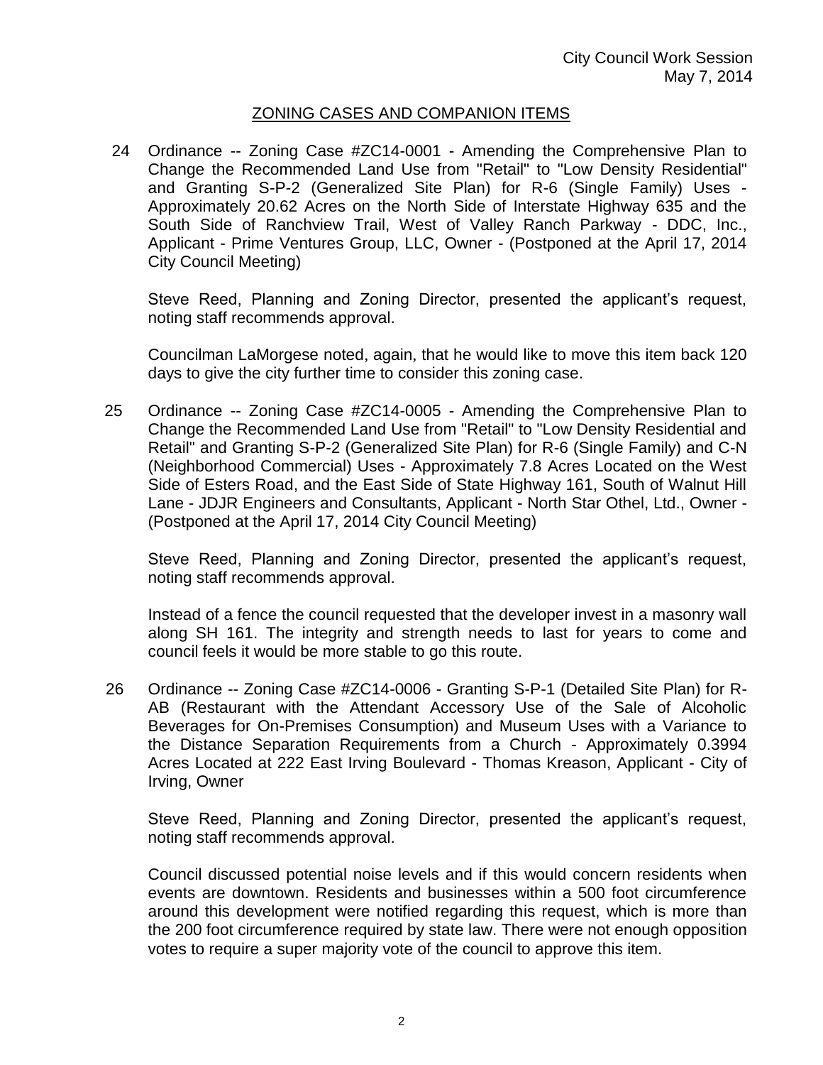## ZONING CASES AND COMPANION ITEMS

24 Ordinance -- Zoning Case #ZC14-0001 - Amending the Comprehensive Plan to Change the Recommended Land Use from "Retail" to "Low Density Residential" and Granting S-P-2 (Generalized Site Plan) for R-6 (Single Family) Uses - Approximately 20.62 Acres on the North Side of Interstate Highway 635 and the South Side of Ranchview Trail, West of Valley Ranch Parkway - DDC, Inc., Applicant - Prime Ventures Group, LLC, Owner - (Postponed at the April 17, 2014 City Council Meeting)

Steve Reed, Planning and Zoning Director, presented the applicant's request, noting staff recommends approval.

Councilman LaMorgese noted, again, that he would like to move this item back 120 days to give the city further time to consider this zoning case.

25 Ordinance -- Zoning Case #ZC14-0005 - Amending the Comprehensive Plan to Change the Recommended Land Use from "Retail" to "Low Density Residential and Retail" and Granting S-P-2 (Generalized Site Plan) for R-6 (Single Family) and C-N (Neighborhood Commercial) Uses - Approximately 7.8 Acres Located on the West Side of Esters Road, and the East Side of State Highway 161, South of Walnut Hill Lane - JDJR Engineers and Consultants, Applicant - North Star Othel, Ltd., Owner - (Postponed at the April 17, 2014 City Council Meeting)

Steve Reed, Planning and Zoning Director, presented the applicant's request, noting staff recommends approval.

Instead of a fence the council requested that the developer invest in a masonry wall along SH 161. The integrity and strength needs to last for years to come and council feels it would be more stable to go this route.

26 Ordinance -- Zoning Case #ZC14-0006 - Granting S-P-1 (Detailed Site Plan) for R-AB (Restaurant with the Attendant Accessory Use of the Sale of Alcoholic Beverages for On-Premises Consumption) and Museum Uses with a Variance to the Distance Separation Requirements from a Church - Approximately 0.3994 Acres Located at 222 East Irving Boulevard - Thomas Kreason, Applicant - City of Irving, Owner

Steve Reed, Planning and Zoning Director, presented the applicant's request, noting staff recommends approval.

Council discussed potential noise levels and if this would concern residents when events are downtown. Residents and businesses within a 500 foot circumference around this development were notified regarding this request, which is more than the 200 foot circumference required by state law. There were not enough opposition votes to require a super majority vote of the council to approve this item.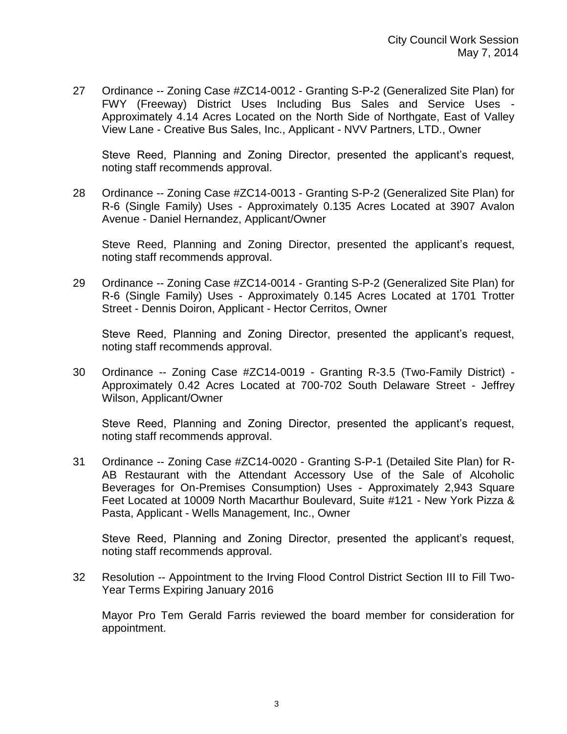27 Ordinance -- Zoning Case #ZC14-0012 - Granting S-P-2 (Generalized Site Plan) for FWY (Freeway) District Uses Including Bus Sales and Service Uses - Approximately 4.14 Acres Located on the North Side of Northgate, East of Valley View Lane - Creative Bus Sales, Inc., Applicant - NVV Partners, LTD., Owner

Steve Reed, Planning and Zoning Director, presented the applicant's request, noting staff recommends approval.

28 Ordinance -- Zoning Case #ZC14-0013 - Granting S-P-2 (Generalized Site Plan) for R-6 (Single Family) Uses - Approximately 0.135 Acres Located at 3907 Avalon Avenue - Daniel Hernandez, Applicant/Owner

Steve Reed, Planning and Zoning Director, presented the applicant's request, noting staff recommends approval.

29 Ordinance -- Zoning Case #ZC14-0014 - Granting S-P-2 (Generalized Site Plan) for R-6 (Single Family) Uses - Approximately 0.145 Acres Located at 1701 Trotter Street - Dennis Doiron, Applicant - Hector Cerritos, Owner

Steve Reed, Planning and Zoning Director, presented the applicant's request, noting staff recommends approval.

30 Ordinance -- Zoning Case #ZC14-0019 - Granting R-3.5 (Two-Family District) - Approximately 0.42 Acres Located at 700-702 South Delaware Street - Jeffrey Wilson, Applicant/Owner

Steve Reed, Planning and Zoning Director, presented the applicant's request, noting staff recommends approval.

31 Ordinance -- Zoning Case #ZC14-0020 - Granting S-P-1 (Detailed Site Plan) for R-AB Restaurant with the Attendant Accessory Use of the Sale of Alcoholic Beverages for On-Premises Consumption) Uses - Approximately 2,943 Square Feet Located at 10009 North Macarthur Boulevard, Suite #121 - New York Pizza & Pasta, Applicant - Wells Management, Inc., Owner

Steve Reed, Planning and Zoning Director, presented the applicant's request, noting staff recommends approval.

32 Resolution -- Appointment to the Irving Flood Control District Section III to Fill Two-Year Terms Expiring January 2016

Mayor Pro Tem Gerald Farris reviewed the board member for consideration for appointment.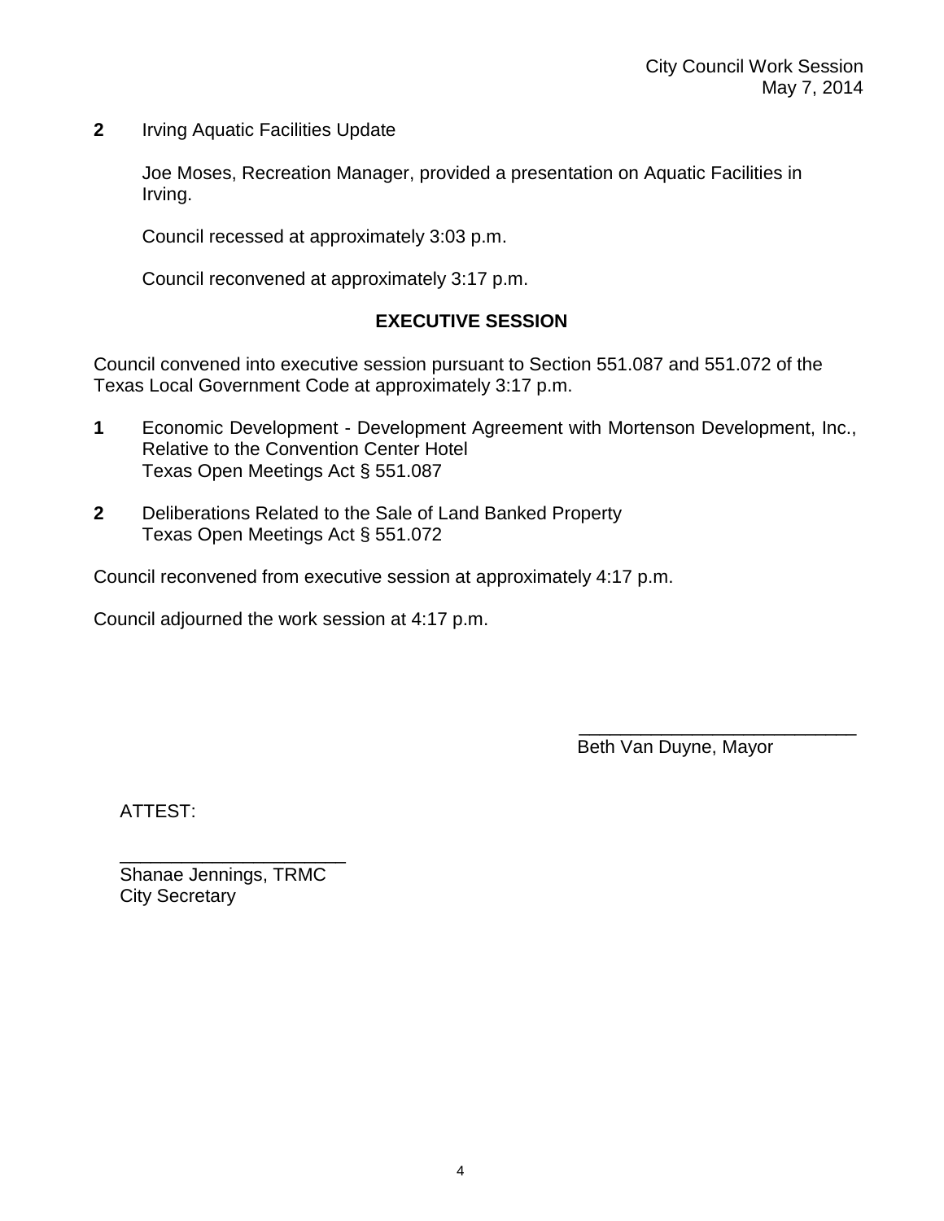**2** Irving Aquatic Facilities Update

Joe Moses, Recreation Manager, provided a presentation on Aquatic Facilities in Irving.

Council recessed at approximately 3:03 p.m.

Council reconvened at approximately 3:17 p.m.

## EXECUTIVE SESSION

Council convened into executive session pursuant to Section 551.087 and 551.072 of the Texas Local Government Code at approximately 3:17 p.m.

**1** Economic Development - Development Agreement with Mortenson Development, Inc., Relative to the Convention Center Hotel
Texas Open Meetings Act § 551.087

**2** Deliberations Related to the Sale of Land Banked Property
Texas Open Meetings Act § 551.072

Council reconvened from executive session at approximately 4:17 p.m.

Council adjourned the work session at 4:17 p.m.

___________________________
Beth Van Duyne, Mayor

ATTEST:

_____________________
Shanae Jennings, TRMC
City Secretary